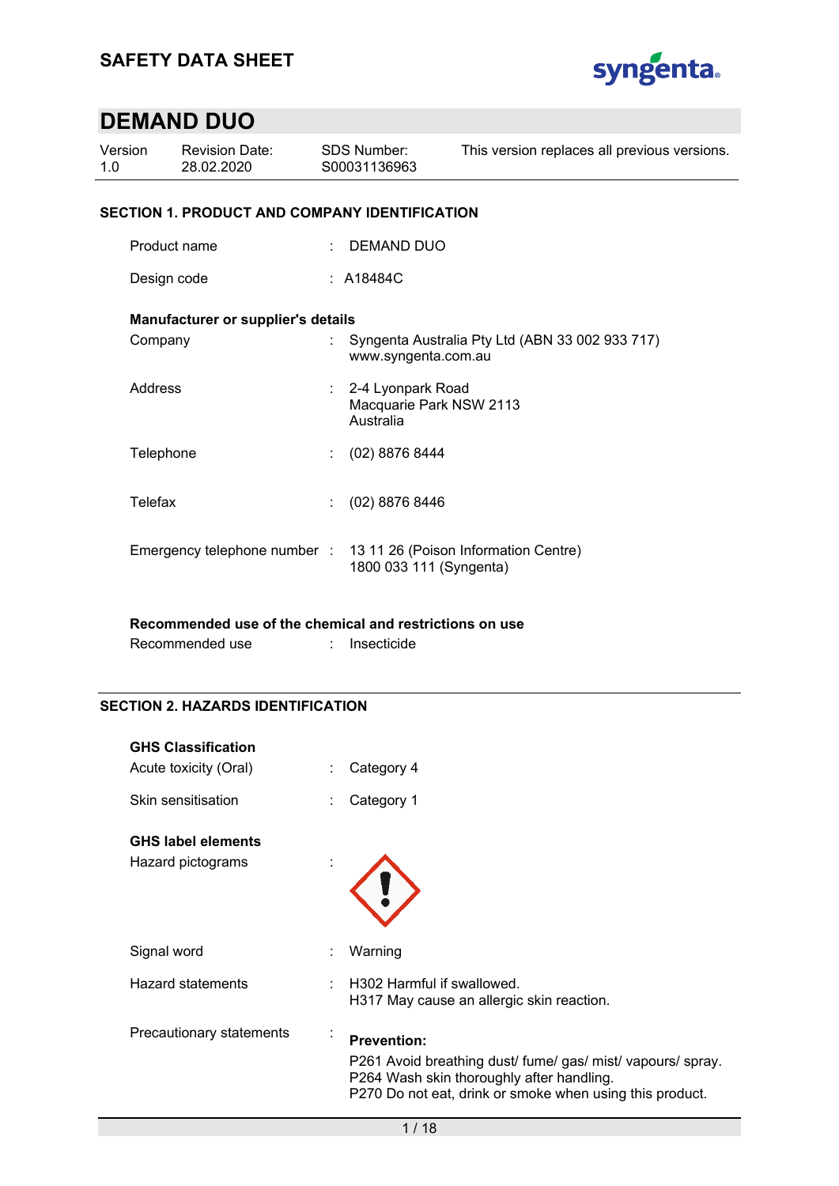# SAFETY DATA SHEET

## DEMAND DUO

| Version | Revision Date: | SDS Number: | This version replaces all previous versions. |
|---|---|---|---|
| 1.0 | 28.02.2020 | S00031136963 | |

### SECTION 1. PRODUCT AND COMPANY IDENTIFICATION

Product name : DEMAND DUO

Design code : A18484C

**Manufacturer or supplier's details**

Company : Syngenta Australia Pty Ltd (ABN 33 002 933 717)
www.syngenta.com.au

Address : 2-4 Lyonpark Road
Macquarie Park NSW 2113
Australia

Telephone : (02) 8876 8444

Telefax : (02) 8876 8446

Emergency telephone number : 13 11 26 (Poison Information Centre)
1800 033 111 (Syngenta)

**Recommended use of the chemical and restrictions on use**

Recommended use : Insecticide

### SECTION 2. HAZARDS IDENTIFICATION

**GHS Classification**

Acute toxicity (Oral) : Category 4

Skin sensitisation : Category 1

**GHS label elements**

Hazard pictograms :

Signal word : Warning

Hazard statements : H302 Harmful if swallowed.
H317 May cause an allergic skin reaction.

Precautionary statements :

**Prevention:**

P261 Avoid breathing dust/ fume/ gas/ mist/ vapours/ spray.
P264 Wash skin thoroughly after handling.
P270 Do not eat, drink or smoke when using this product.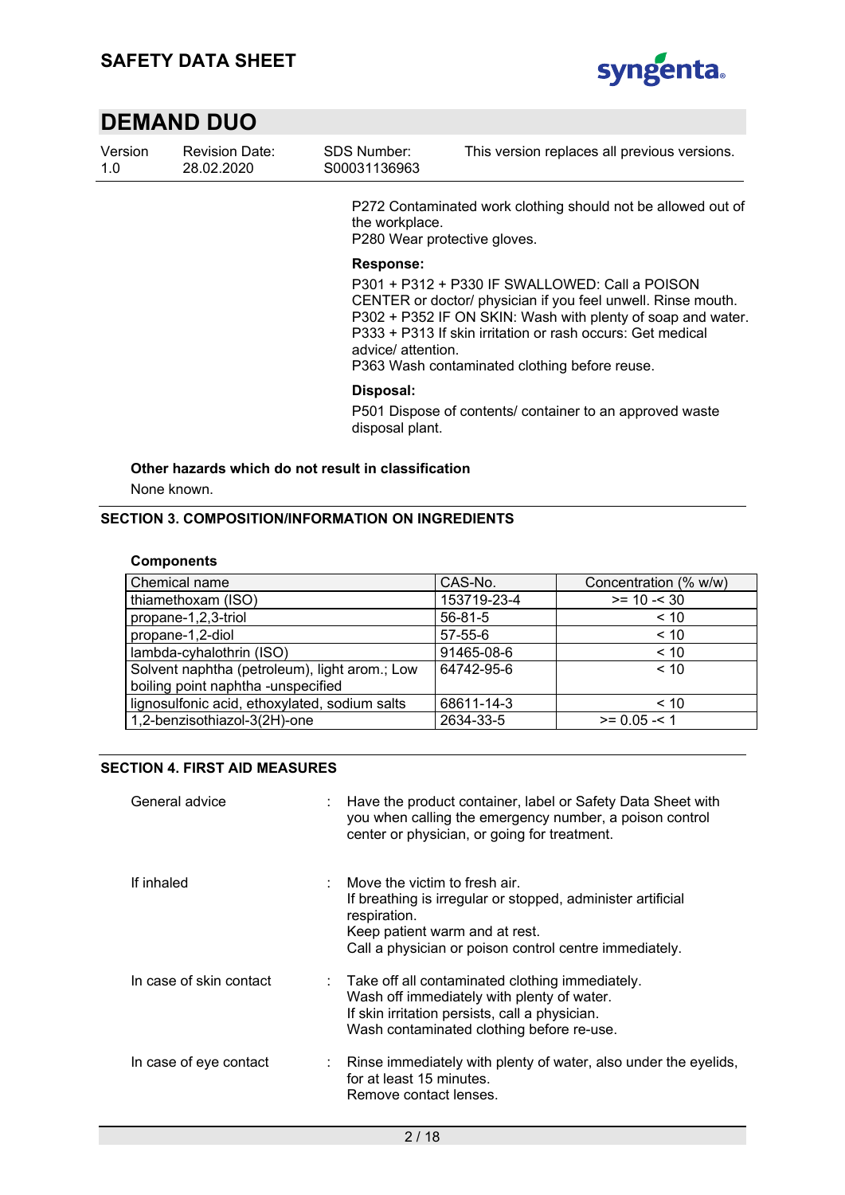P272 Contaminated work clothing should not be allowed out of the workplace.
P280 Wear protective gloves.

**Response:**

P301 + P312 + P330 IF SWALLOWED: Call a POISON CENTER or doctor/ physician if you feel unwell. Rinse mouth.
P302 + P352 IF ON SKIN: Wash with plenty of soap and water.
P333 + P313 If skin irritation or rash occurs: Get medical advice/ attention.
P363 Wash contaminated clothing before reuse.

**Disposal:**

P501 Dispose of contents/ container to an approved waste disposal plant.

**Other hazards which do not result in classification**

None known.

## SECTION 3. COMPOSITION/INFORMATION ON INGREDIENTS

**Components**

| Chemical name | CAS-No. | Concentration (% w/w) |
|---|---|---|
| thiamethoxam (ISO) | 153719-23-4 | >= 10 -< 30 |
| propane-1,2,3-triol | 56-81-5 | < 10 |
| propane-1,2-diol | 57-55-6 | < 10 |
| lambda-cyhalothrin (ISO) | 91465-08-6 | < 10 |
| Solvent naphtha (petroleum), light arom.; Low boiling point naphtha -unspecified | 64742-95-6 | < 10 |
| lignosulfonic acid, ethoxylated, sodium salts | 68611-14-3 | < 10 |
| 1,2-benzisothiazol-3(2H)-one | 2634-33-5 | >= 0.05 -< 1 |

## SECTION 4. FIRST AID MEASURES

General advice : Have the product container, label or Safety Data Sheet with you when calling the emergency number, a poison control center or physician, or going for treatment.

If inhaled : Move the victim to fresh air.
If breathing is irregular or stopped, administer artificial respiration.
Keep patient warm and at rest.
Call a physician or poison control centre immediately.

In case of skin contact : Take off all contaminated clothing immediately.
Wash off immediately with plenty of water.
If skin irritation persists, call a physician.
Wash contaminated clothing before re-use.

In case of eye contact : Rinse immediately with plenty of water, also under the eyelids, for at least 15 minutes.
Remove contact lenses.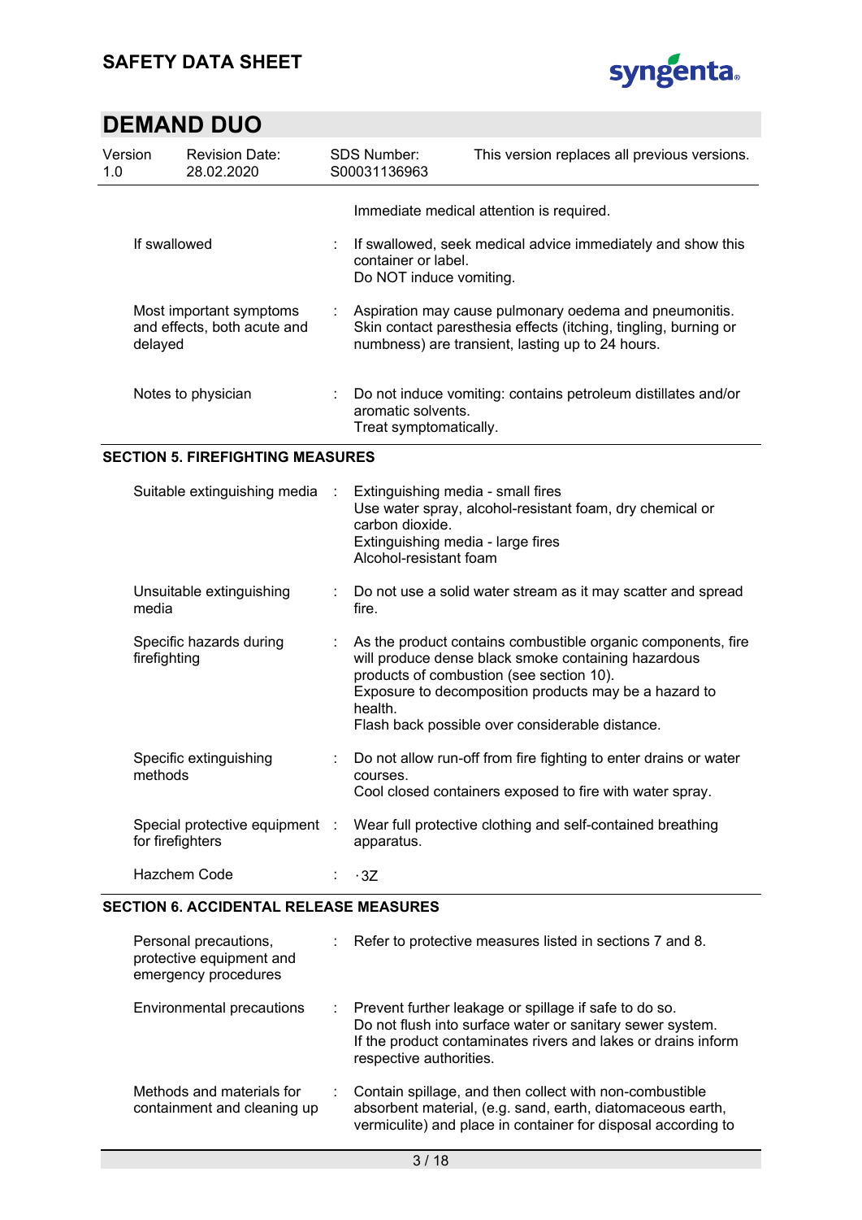| | | |
|---|---|---|
| | | Immediate medical attention is required. |
| If swallowed | : | If swallowed, seek medical advice immediately and show this container or label.<br>Do NOT induce vomiting. |
| Most important symptoms and effects, both acute and delayed | : | Aspiration may cause pulmonary oedema and pneumonitis.<br>Skin contact paresthesia effects (itching, tingling, burning or numbness) are transient, lasting up to 24 hours. |
| Notes to physician | : | Do not induce vomiting: contains petroleum distillates and/or aromatic solvents.<br>Treat symptomatically. |

## SECTION 5. FIREFIGHTING MEASURES

| | | |
|---|---|---|
| Suitable extinguishing media | : | Extinguishing media - small fires<br>Use water spray, alcohol-resistant foam, dry chemical or carbon dioxide.<br>Extinguishing media - large fires<br>Alcohol-resistant foam |
| Unsuitable extinguishing media | : | Do not use a solid water stream as it may scatter and spread fire. |
| Specific hazards during firefighting | : | As the product contains combustible organic components, fire will produce dense black smoke containing hazardous products of combustion (see section 10).<br>Exposure to decomposition products may be a hazard to health.<br>Flash back possible over considerable distance. |
| Specific extinguishing methods | : | Do not allow run-off from fire fighting to enter drains or water courses.<br>Cool closed containers exposed to fire with water spray. |
| Special protective equipment for firefighters | : | Wear full protective clothing and self-contained breathing apparatus. |
| Hazchem Code | : | ·3Z |

## SECTION 6. ACCIDENTAL RELEASE MEASURES

| | | |
|---|---|---|
| Personal precautions, protective equipment and emergency procedures | : | Refer to protective measures listed in sections 7 and 8. |
| Environmental precautions | : | Prevent further leakage or spillage if safe to do so.<br>Do not flush into surface water or sanitary sewer system.<br>If the product contaminates rivers and lakes or drains inform respective authorities. |
| Methods and materials for containment and cleaning up | : | Contain spillage, and then collect with non-combustible absorbent material, (e.g. sand, earth, diatomaceous earth, vermiculite) and place in container for disposal according to |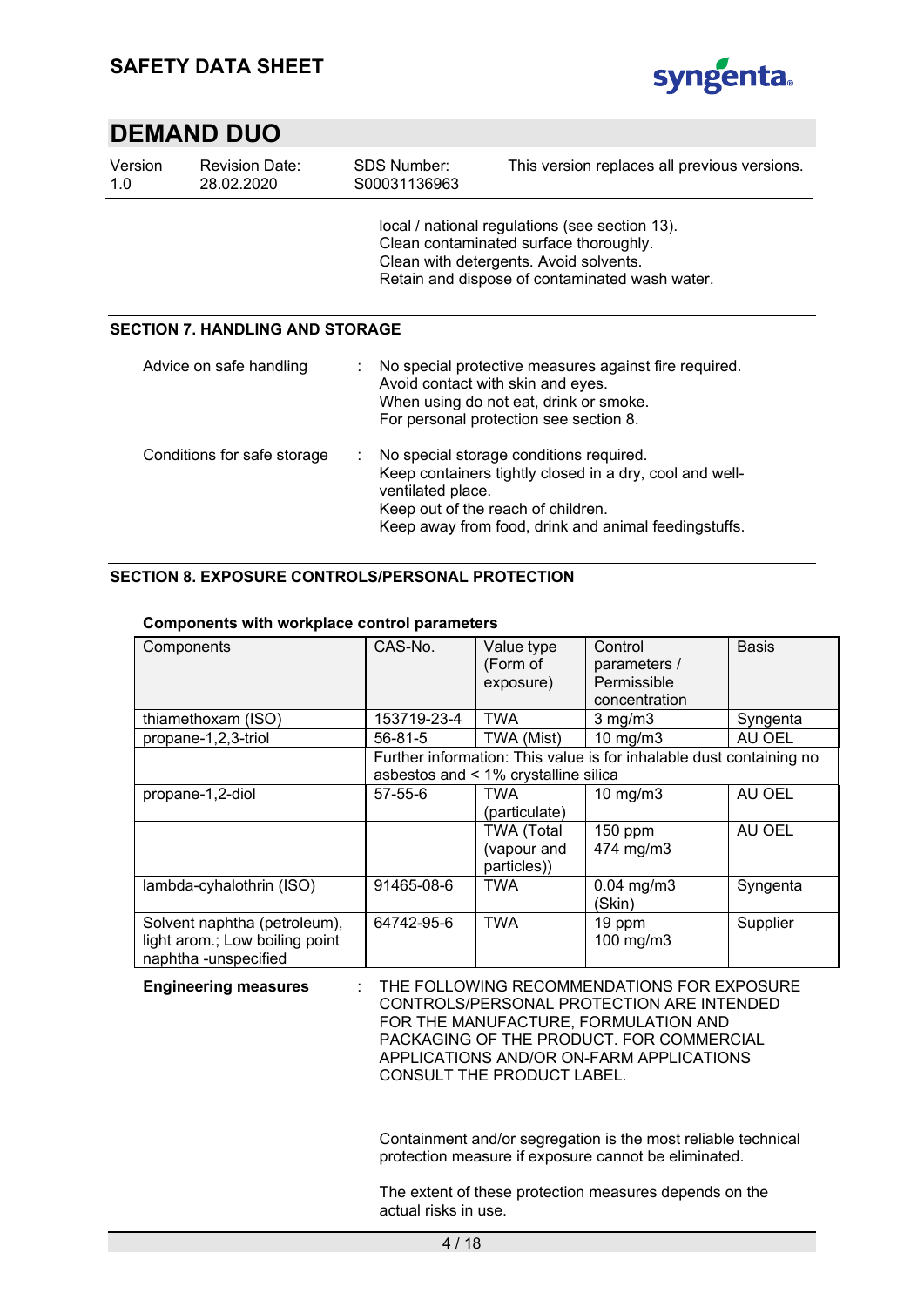local / national regulations (see section 13).
Clean contaminated surface thoroughly.
Clean with detergents. Avoid solvents.
Retain and dispose of contaminated wash water.

## SECTION 7. HANDLING AND STORAGE

Advice on safe handling : No special protective measures against fire required.
Avoid contact with skin and eyes.
When using do not eat, drink or smoke.
For personal protection see section 8.

Conditions for safe storage : No special storage conditions required.
Keep containers tightly closed in a dry, cool and well-ventilated place.
Keep out of the reach of children.
Keep away from food, drink and animal feedingstuffs.

## SECTION 8. EXPOSURE CONTROLS/PERSONAL PROTECTION

**Components with workplace control parameters**

| Components | CAS-No. | Value type (Form of exposure) | Control parameters / Permissible concentration | Basis |
|---|---|---|---|---|
| thiamethoxam (ISO) | 153719-23-4 | TWA | 3 mg/m3 | Syngenta |
| propane-1,2,3-triol | 56-81-5 | TWA (Mist) | 10 mg/m3 | AU OEL |
| | Further information: This value is for inhalable dust containing no asbestos and < 1% crystalline silica | | | |
| propane-1,2-diol | 57-55-6 | TWA (particulate) | 10 mg/m3 | AU OEL |
| | | TWA (Total (vapour and particles)) | 150 ppm 474 mg/m3 | AU OEL |
| lambda-cyhalothrin (ISO) | 91465-08-6 | TWA | 0.04 mg/m3 (Skin) | Syngenta |
| Solvent naphtha (petroleum), light arom.; Low boiling point naphtha -unspecified | 64742-95-6 | TWA | 19 ppm 100 mg/m3 | Supplier |

**Engineering measures** : THE FOLLOWING RECOMMENDATIONS FOR EXPOSURE CONTROLS/PERSONAL PROTECTION ARE INTENDED FOR THE MANUFACTURE, FORMULATION AND PACKAGING OF THE PRODUCT. FOR COMMERCIAL APPLICATIONS AND/OR ON-FARM APPLICATIONS CONSULT THE PRODUCT LABEL.

Containment and/or segregation is the most reliable technical protection measure if exposure cannot be eliminated.

The extent of these protection measures depends on the actual risks in use.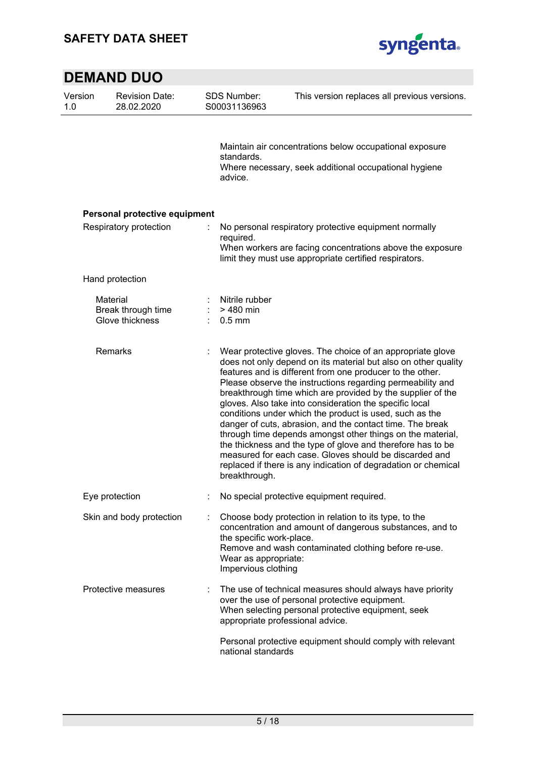Maintain air concentrations below occupational exposure standards.
Where necessary, seek additional occupational hygiene advice.

**Personal protective equipment**

Respiratory protection : No personal respiratory protective equipment normally required.
When workers are facing concentrations above the exposure limit they must use appropriate certified respirators.

Hand protection

Material : Nitrile rubber
Break through time : > 480 min
Glove thickness : 0.5 mm

Remarks : Wear protective gloves. The choice of an appropriate glove does not only depend on its material but also on other quality features and is different from one producer to the other. Please observe the instructions regarding permeability and breakthrough time which are provided by the supplier of the gloves. Also take into consideration the specific local conditions under which the product is used, such as the danger of cuts, abrasion, and the contact time. The break through time depends amongst other things on the material, the thickness and the type of glove and therefore has to be measured for each case. Gloves should be discarded and replaced if there is any indication of degradation or chemical breakthrough.

Eye protection : No special protective equipment required.

Skin and body protection : Choose body protection in relation to its type, to the concentration and amount of dangerous substances, and to the specific work-place.
Remove and wash contaminated clothing before re-use.
Wear as appropriate:
Impervious clothing

Protective measures : The use of technical measures should always have priority over the use of personal protective equipment.
When selecting personal protective equipment, seek appropriate professional advice.

Personal protective equipment should comply with relevant national standards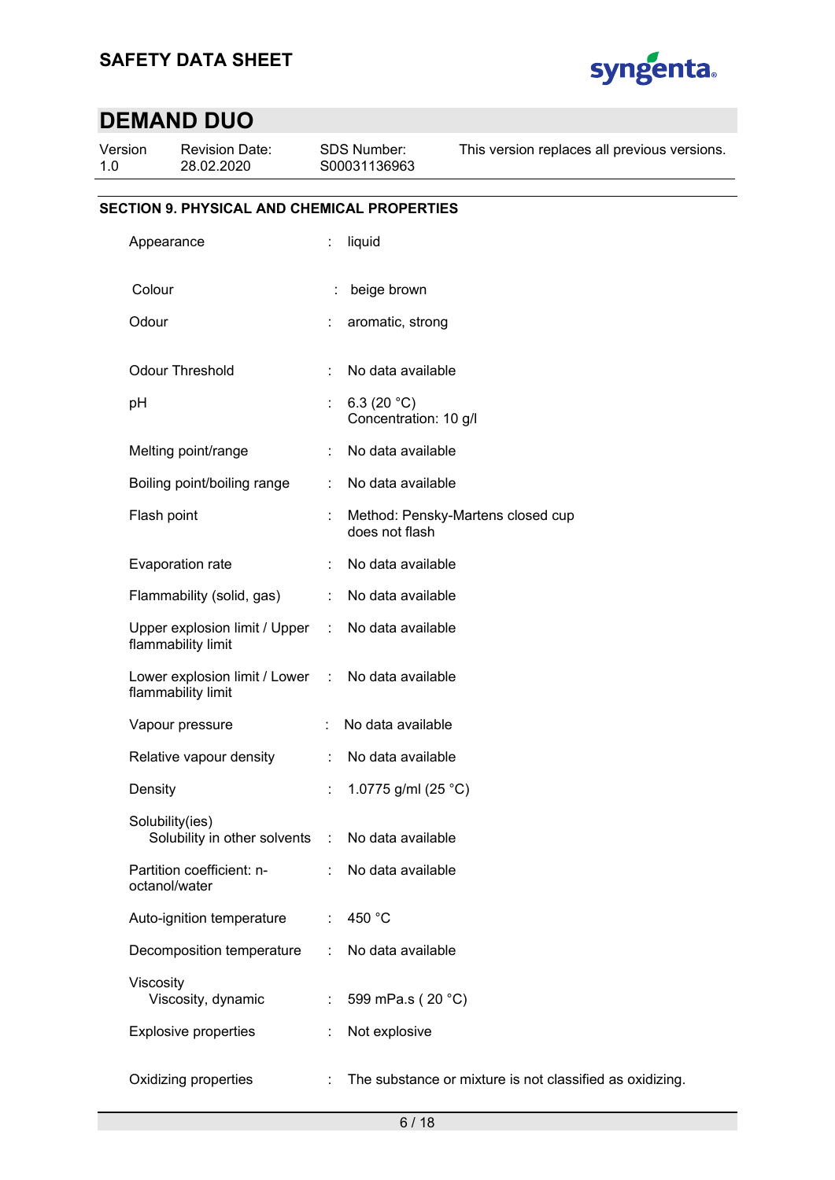## SECTION 9. PHYSICAL AND CHEMICAL PROPERTIES

| Property | | Value |
|---|---|---|
| Appearance | : | liquid |
| Colour | : | beige brown |
| Odour | : | aromatic, strong |
| Odour Threshold | : | No data available |
| pH | : | 6.3 (20 °C)<br>Concentration: 10 g/l |
| Melting point/range | : | No data available |
| Boiling point/boiling range | : | No data available |
| Flash point | : | Method: Pensky-Martens closed cup<br>does not flash |
| Evaporation rate | : | No data available |
| Flammability (solid, gas) | : | No data available |
| Upper explosion limit / Upper flammability limit | : | No data available |
| Lower explosion limit / Lower flammability limit | : | No data available |
| Vapour pressure | : | No data available |
| Relative vapour density | : | No data available |
| Density | : | 1.0775 g/ml (25 °C) |
| Solubility(ies)<br>Solubility in other solvents | : | No data available |
| Partition coefficient: n-octanol/water | : | No data available |
| Auto-ignition temperature | : | 450 °C |
| Decomposition temperature | : | No data available |
| Viscosity<br>Viscosity, dynamic | : | 599 mPa.s ( 20 °C) |
| Explosive properties | : | Not explosive |
| Oxidizing properties | : | The substance or mixture is not classified as oxidizing. |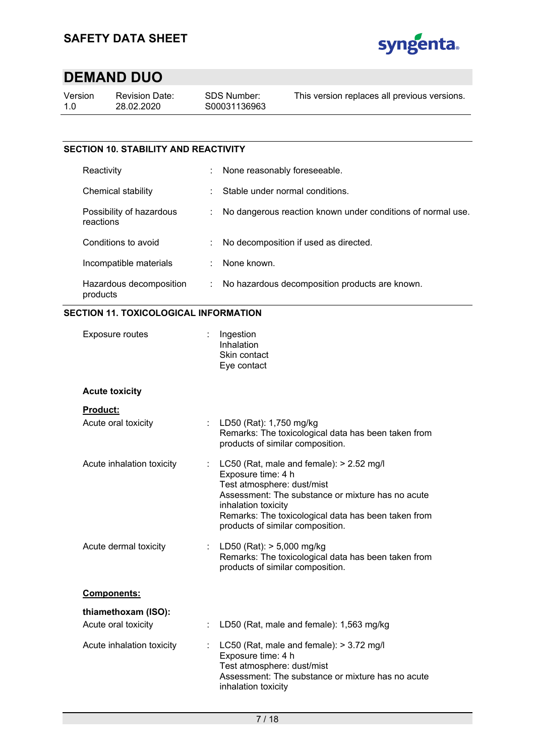## SECTION 10. STABILITY AND REACTIVITY

| | | |
|---|---|---|
| Reactivity | : | None reasonably foreseeable. |
| Chemical stability | : | Stable under normal conditions. |
| Possibility of hazardous reactions | : | No dangerous reaction known under conditions of normal use. |
| Conditions to avoid | : | No decomposition if used as directed. |
| Incompatible materials | : | None known. |
| Hazardous decomposition products | : | No hazardous decomposition products are known. |

## SECTION 11. TOXICOLOGICAL INFORMATION

Exposure routes : Ingestion
Inhalation
Skin contact
Eye contact

**Acute toxicity**

**Product:**

Acute oral toxicity : LD50 (Rat): 1,750 mg/kg
Remarks: The toxicological data has been taken from products of similar composition.

Acute inhalation toxicity : LC50 (Rat, male and female): > 2.52 mg/l
Exposure time: 4 h
Test atmosphere: dust/mist
Assessment: The substance or mixture has no acute inhalation toxicity
Remarks: The toxicological data has been taken from products of similar composition.

Acute dermal toxicity : LD50 (Rat): > 5,000 mg/kg
Remarks: The toxicological data has been taken from products of similar composition.

**Components:**

**thiamethoxam (ISO):**

Acute oral toxicity : LD50 (Rat, male and female): 1,563 mg/kg

Acute inhalation toxicity : LC50 (Rat, male and female): > 3.72 mg/l
Exposure time: 4 h
Test atmosphere: dust/mist
Assessment: The substance or mixture has no acute inhalation toxicity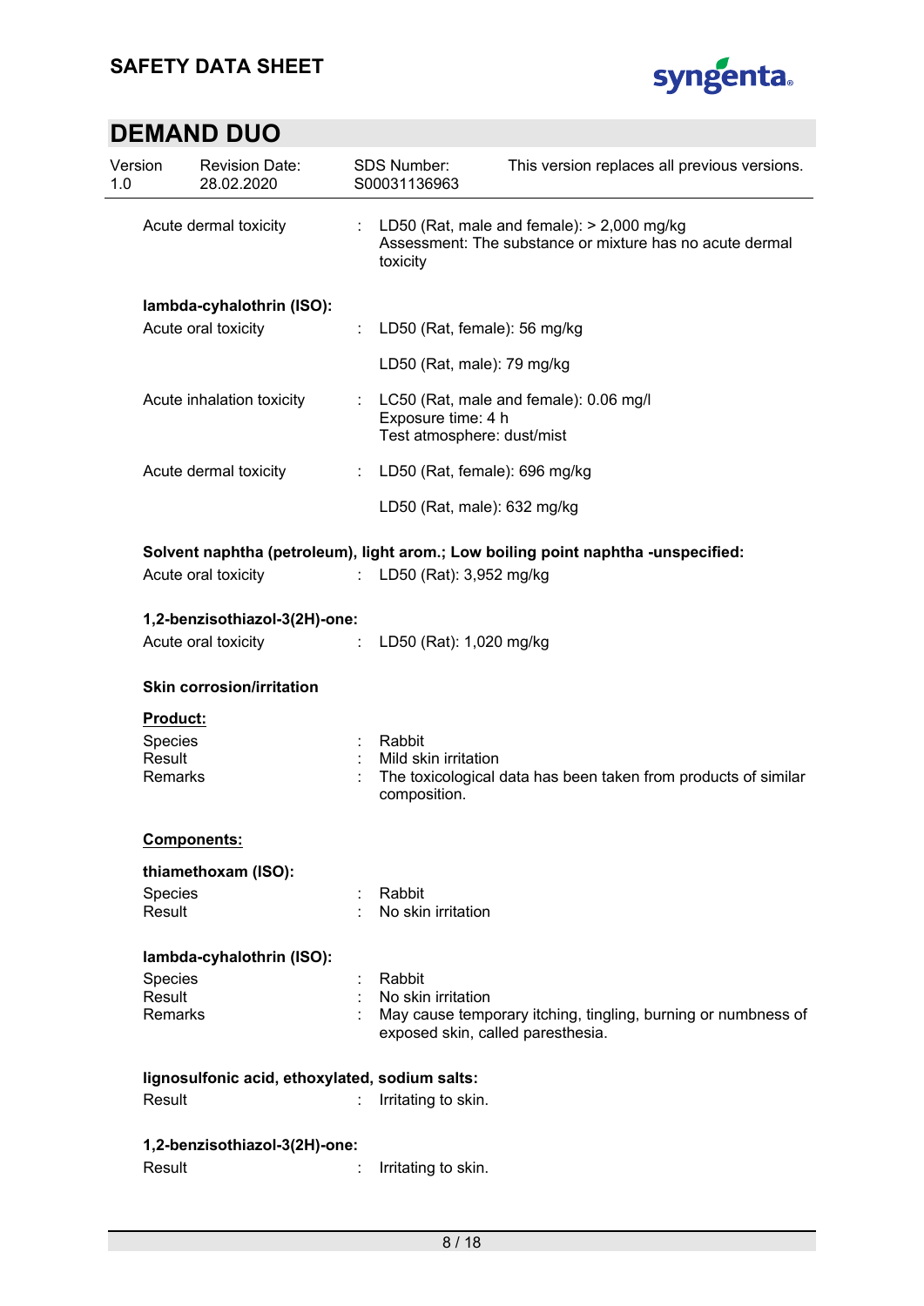| | | |
|---|---|---|
| Acute dermal toxicity | : | LD50 (Rat, male and female): > 2,000 mg/kg<br>Assessment: The substance or mixture has no acute dermal toxicity |

**lambda-cyhalothrin (ISO):**

| | | |
|---|---|---|
| Acute oral toxicity | : | LD50 (Rat, female): 56 mg/kg |
| | | LD50 (Rat, male): 79 mg/kg |
| Acute inhalation toxicity | : | LC50 (Rat, male and female): 0.06 mg/l<br>Exposure time: 4 h<br>Test atmosphere: dust/mist |
| Acute dermal toxicity | : | LD50 (Rat, female): 696 mg/kg |
| | | LD50 (Rat, male): 632 mg/kg |

**Solvent naphtha (petroleum), light arom.; Low boiling point naphtha -unspecified:**

| | | |
|---|---|---|
| Acute oral toxicity | : | LD50 (Rat): 3,952 mg/kg |

**1,2-benzisothiazol-3(2H)-one:**

| | | |
|---|---|---|
| Acute oral toxicity | : | LD50 (Rat): 1,020 mg/kg |

**Skin corrosion/irritation**

**Product:**

| | | |
|---|---|---|
| Species | : | Rabbit |
| Result | : | Mild skin irritation |
| Remarks | : | The toxicological data has been taken from products of similar composition. |

**Components:**

**thiamethoxam (ISO):**

| | | |
|---|---|---|
| Species | : | Rabbit |
| Result | : | No skin irritation |

**lambda-cyhalothrin (ISO):**

| | | |
|---|---|---|
| Species | : | Rabbit |
| Result | : | No skin irritation |
| Remarks | : | May cause temporary itching, tingling, burning or numbness of exposed skin, called paresthesia. |

**lignosulfonic acid, ethoxylated, sodium salts:**

| | | |
|---|---|---|
| Result | : | Irritating to skin. |

**1,2-benzisothiazol-3(2H)-one:**

| | | |
|---|---|---|
| Result | : | Irritating to skin. |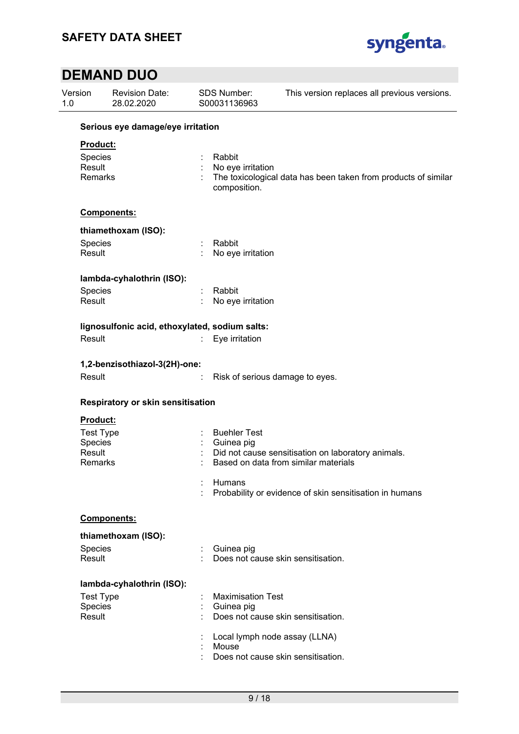**Serious eye damage/eye irritation**

**Product:**

Species : Rabbit
Result : No eye irritation
Remarks : The toxicological data has been taken from products of similar composition.

**Components:**

**thiamethoxam (ISO):**

Species : Rabbit
Result : No eye irritation

**lambda-cyhalothrin (ISO):**

Species : Rabbit
Result : No eye irritation

**lignosulfonic acid, ethoxylated, sodium salts:**

Result : Eye irritation

**1,2-benzisothiazol-3(2H)-one:**

Result : Risk of serious damage to eyes.

**Respiratory or skin sensitisation**

**Product:**

Test Type : Buehler Test
Species : Guinea pig
Result : Did not cause sensitisation on laboratory animals.
Remarks : Based on data from similar materials

: Humans
: Probability or evidence of skin sensitisation in humans

**Components:**

**thiamethoxam (ISO):**

Species : Guinea pig
Result : Does not cause skin sensitisation.

**lambda-cyhalothrin (ISO):**

Test Type : Maximisation Test
Species : Guinea pig
Result : Does not cause skin sensitisation.

: Local lymph node assay (LLNA)
: Mouse
: Does not cause skin sensitisation.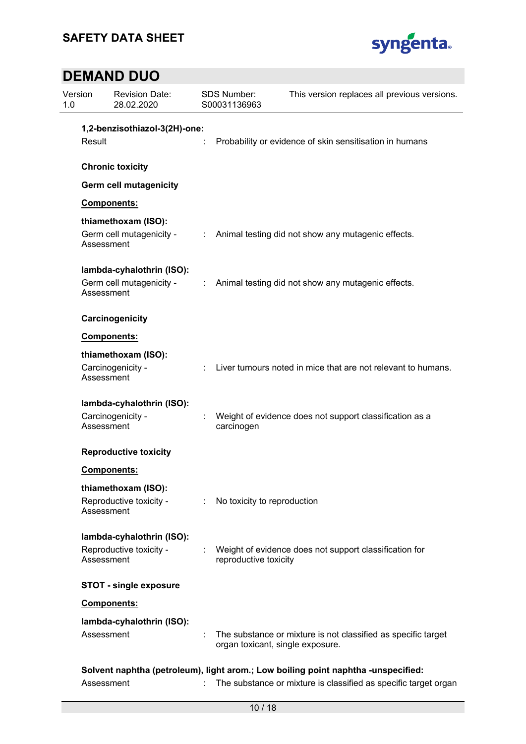**1,2-benzisothiazol-3(2H)-one:**

Result : Probability or evidence of skin sensitisation in humans

**Chronic toxicity**

**Germ cell mutagenicity**

**Components:**

**thiamethoxam (ISO):**

Germ cell mutagenicity - Assessment : Animal testing did not show any mutagenic effects.

**lambda-cyhalothrin (ISO):**

Germ cell mutagenicity - Assessment : Animal testing did not show any mutagenic effects.

**Carcinogenicity**

**Components:**

**thiamethoxam (ISO):**

Carcinogenicity - Assessment : Liver tumours noted in mice that are not relevant to humans.

**lambda-cyhalothrin (ISO):**

Carcinogenicity - Assessment : Weight of evidence does not support classification as a carcinogen

**Reproductive toxicity**

**Components:**

**thiamethoxam (ISO):**

Reproductive toxicity - Assessment : No toxicity to reproduction

**lambda-cyhalothrin (ISO):**

Reproductive toxicity - Assessment : Weight of evidence does not support classification for reproductive toxicity

**STOT - single exposure**

**Components:**

**lambda-cyhalothrin (ISO):**

Assessment : The substance or mixture is not classified as specific target organ toxicant, single exposure.

**Solvent naphtha (petroleum), light arom.; Low boiling point naphtha -unspecified:**

Assessment : The substance or mixture is classified as specific target organ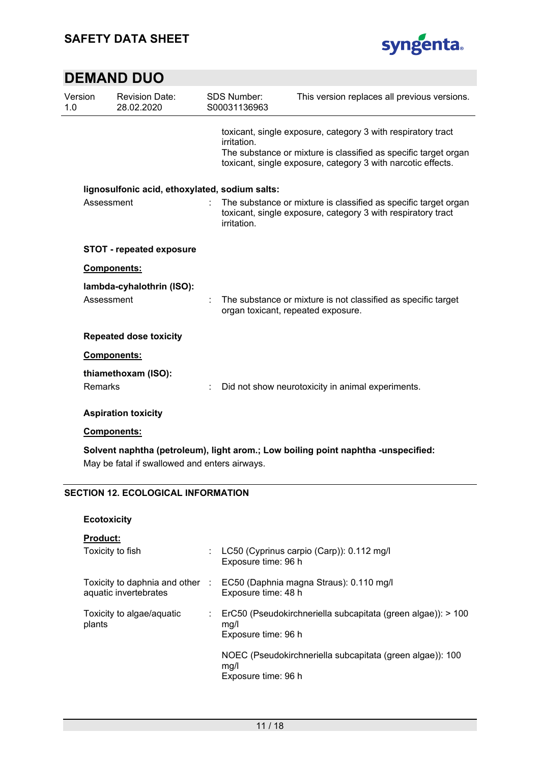toxicant, single exposure, category 3 with respiratory tract irritation.
The substance or mixture is classified as specific target organ toxicant, single exposure, category 3 with narcotic effects.

**lignosulfonic acid, ethoxylated, sodium salts:**

Assessment : The substance or mixture is classified as specific target organ toxicant, single exposure, category 3 with respiratory tract irritation.

**STOT - repeated exposure**

**Components:**

**lambda-cyhalothrin (ISO):**

Assessment : The substance or mixture is not classified as specific target organ toxicant, repeated exposure.

**Repeated dose toxicity**

**Components:**

**thiamethoxam (ISO):**

Remarks : Did not show neurotoxicity in animal experiments.

**Aspiration toxicity**

**Components:**

**Solvent naphtha (petroleum), light arom.; Low boiling point naphtha -unspecified:**

May be fatal if swallowed and enters airways.

## SECTION 12. ECOLOGICAL INFORMATION

**Ecotoxicity**

**Product:**

Toxicity to fish : LC50 (Cyprinus carpio (Carp)): 0.112 mg/l
Exposure time: 96 h

Toxicity to daphnia and other aquatic invertebrates : EC50 (Daphnia magna Straus): 0.110 mg/l
Exposure time: 48 h

Toxicity to algae/aquatic plants : ErC50 (Pseudokirchneriella subcapitata (green algae)): > 100 mg/l
Exposure time: 96 h

NOEC (Pseudokirchneriella subcapitata (green algae)): 100 mg/l
Exposure time: 96 h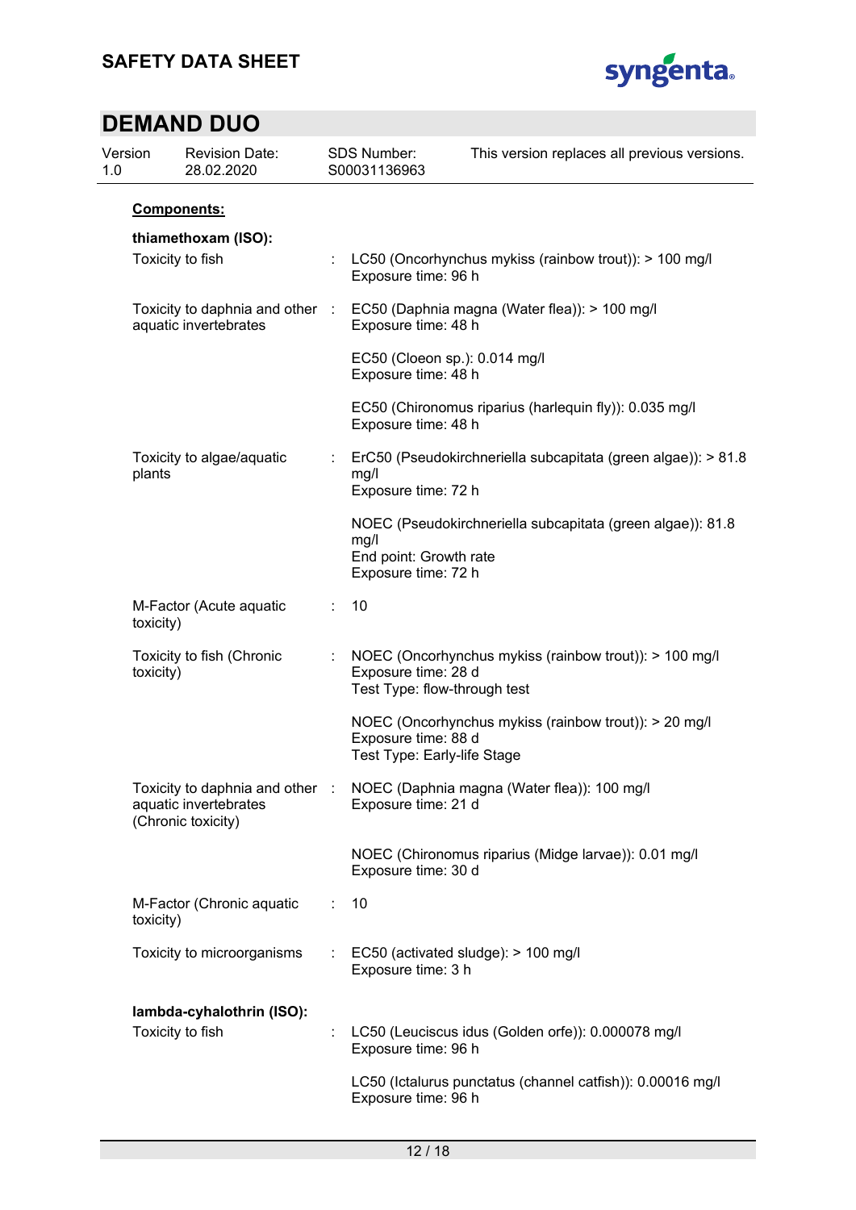**Components:**

**thiamethoxam (ISO):**

| | | |
|---|---|---|
| Toxicity to fish | : | LC50 (Oncorhynchus mykiss (rainbow trout)): > 100 mg/l<br>Exposure time: 96 h |
| Toxicity to daphnia and other aquatic invertebrates | : | EC50 (Daphnia magna (Water flea)): > 100 mg/l<br>Exposure time: 48 h |
| | | EC50 (Cloeon sp.): 0.014 mg/l<br>Exposure time: 48 h |
| | | EC50 (Chironomus riparius (harlequin fly)): 0.035 mg/l<br>Exposure time: 48 h |
| Toxicity to algae/aquatic plants | : | ErC50 (Pseudokirchneriella subcapitata (green algae)): > 81.8 mg/l<br>Exposure time: 72 h |
| | | NOEC (Pseudokirchneriella subcapitata (green algae)): 81.8 mg/l<br>End point: Growth rate<br>Exposure time: 72 h |
| M-Factor (Acute aquatic toxicity) | : | 10 |
| Toxicity to fish (Chronic toxicity) | : | NOEC (Oncorhynchus mykiss (rainbow trout)): > 100 mg/l<br>Exposure time: 28 d<br>Test Type: flow-through test |
| | | NOEC (Oncorhynchus mykiss (rainbow trout)): > 20 mg/l<br>Exposure time: 88 d<br>Test Type: Early-life Stage |
| Toxicity to daphnia and other aquatic invertebrates (Chronic toxicity) | : | NOEC (Daphnia magna (Water flea)): 100 mg/l<br>Exposure time: 21 d |
| | | NOEC (Chironomus riparius (Midge larvae)): 0.01 mg/l<br>Exposure time: 30 d |
| M-Factor (Chronic aquatic toxicity) | : | 10 |
| Toxicity to microorganisms | : | EC50 (activated sludge): > 100 mg/l<br>Exposure time: 3 h |

**lambda-cyhalothrin (ISO):**

| | | |
|---|---|---|
| Toxicity to fish | : | LC50 (Leuciscus idus (Golden orfe)): 0.000078 mg/l<br>Exposure time: 96 h |
| | | LC50 (Ictalurus punctatus (channel catfish)): 0.00016 mg/l<br>Exposure time: 96 h |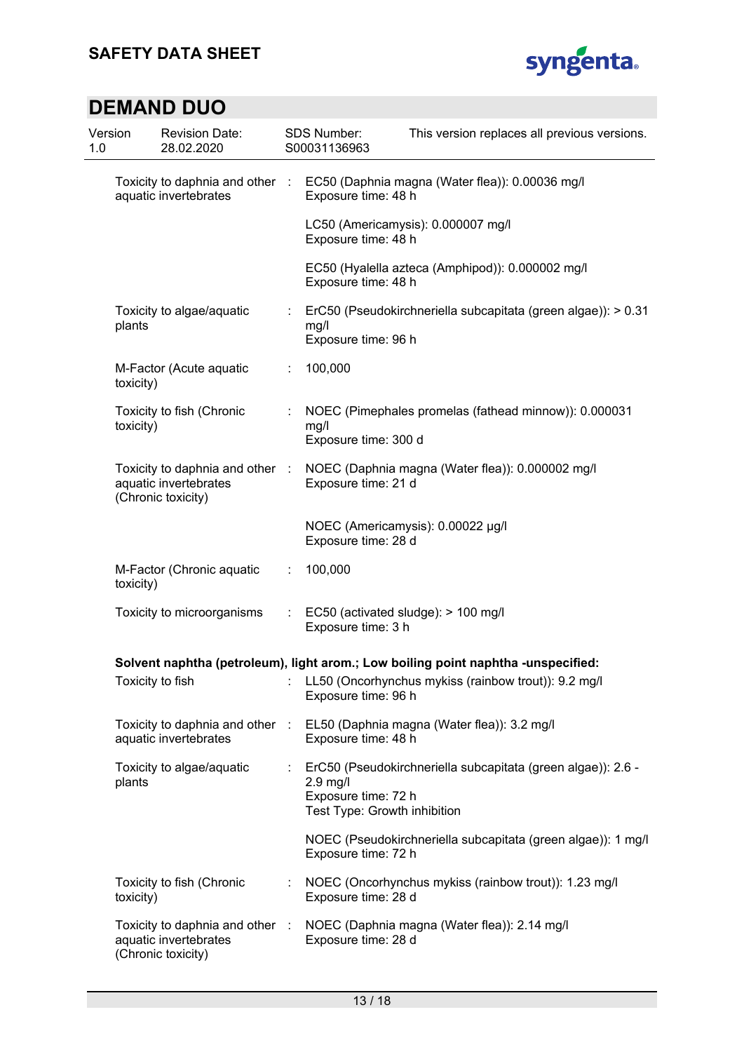| | | |
|---|---|---|
| Toxicity to daphnia and other aquatic invertebrates | : | EC50 (Daphnia magna (Water flea)): 0.00036 mg/l<br>Exposure time: 48 h |
| | | LC50 (Americamysis): 0.000007 mg/l<br>Exposure time: 48 h |
| | | EC50 (Hyalella azteca (Amphipod)): 0.000002 mg/l<br>Exposure time: 48 h |
| Toxicity to algae/aquatic plants | : | ErC50 (Pseudokirchneriella subcapitata (green algae)): > 0.31 mg/l<br>Exposure time: 96 h |
| M-Factor (Acute aquatic toxicity) | : | 100,000 |
| Toxicity to fish (Chronic toxicity) | : | NOEC (Pimephales promelas (fathead minnow)): 0.000031 mg/l<br>Exposure time: 300 d |
| Toxicity to daphnia and other aquatic invertebrates (Chronic toxicity) | : | NOEC (Daphnia magna (Water flea)): 0.000002 mg/l<br>Exposure time: 21 d |
| | | NOEC (Americamysis): 0.00022 µg/l<br>Exposure time: 28 d |
| M-Factor (Chronic aquatic toxicity) | : | 100,000 |
| Toxicity to microorganisms | : | EC50 (activated sludge): > 100 mg/l<br>Exposure time: 3 h |

**Solvent naphtha (petroleum), light arom.; Low boiling point naphtha -unspecified:**

| | | |
|---|---|---|
| Toxicity to fish | : | LL50 (Oncorhynchus mykiss (rainbow trout)): 9.2 mg/l<br>Exposure time: 96 h |
| Toxicity to daphnia and other aquatic invertebrates | : | EL50 (Daphnia magna (Water flea)): 3.2 mg/l<br>Exposure time: 48 h |
| Toxicity to algae/aquatic plants | : | ErC50 (Pseudokirchneriella subcapitata (green algae)): 2.6 - 2.9 mg/l<br>Exposure time: 72 h<br>Test Type: Growth inhibition |
| | | NOEC (Pseudokirchneriella subcapitata (green algae)): 1 mg/l<br>Exposure time: 72 h |
| Toxicity to fish (Chronic toxicity) | : | NOEC (Oncorhynchus mykiss (rainbow trout)): 1.23 mg/l<br>Exposure time: 28 d |
| Toxicity to daphnia and other aquatic invertebrates (Chronic toxicity) | : | NOEC (Daphnia magna (Water flea)): 2.14 mg/l<br>Exposure time: 28 d |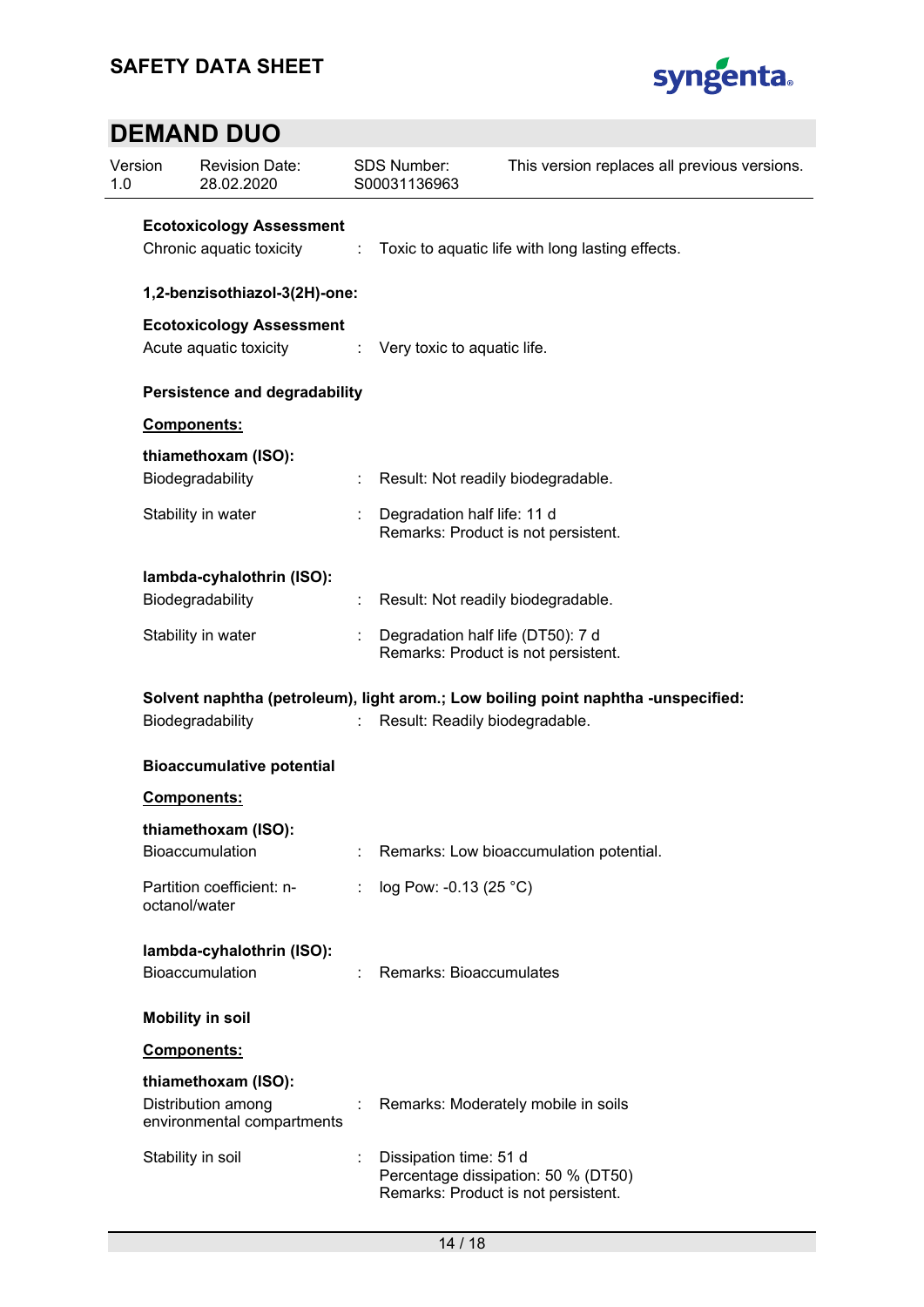**Ecotoxicology Assessment**

Chronic aquatic toxicity : Toxic to aquatic life with long lasting effects.

**1,2-benzisothiazol-3(2H)-one:**

**Ecotoxicology Assessment**

Acute aquatic toxicity : Very toxic to aquatic life.

**Persistence and degradability**

**Components:**

**thiamethoxam (ISO):**

Biodegradability : Result: Not readily biodegradable.

Stability in water : Degradation half life: 11 d
Remarks: Product is not persistent.

**lambda-cyhalothrin (ISO):**

Biodegradability : Result: Not readily biodegradable.

Stability in water : Degradation half life (DT50): 7 d
Remarks: Product is not persistent.

**Solvent naphtha (petroleum), light arom.; Low boiling point naphtha -unspecified:**

Biodegradability : Result: Readily biodegradable.

**Bioaccumulative potential**

**Components:**

**thiamethoxam (ISO):**

Bioaccumulation : Remarks: Low bioaccumulation potential.

Partition coefficient: n-octanol/water : log Pow: -0.13 (25 °C)

**lambda-cyhalothrin (ISO):**

Bioaccumulation : Remarks: Bioaccumulates

**Mobility in soil**

**Components:**

**thiamethoxam (ISO):**

Distribution among environmental compartments : Remarks: Moderately mobile in soils

Stability in soil : Dissipation time: 51 d
Percentage dissipation: 50 % (DT50)
Remarks: Product is not persistent.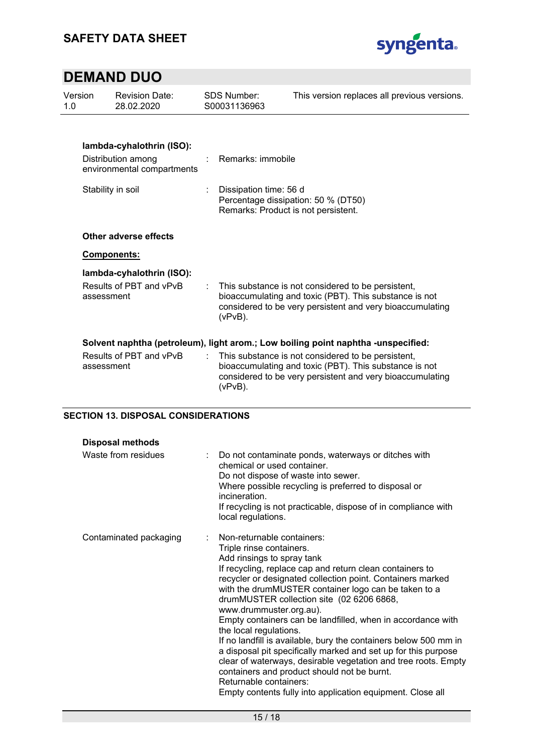**lambda-cyhalothrin (ISO):**

| | | |
|---|---|---|
| Distribution among environmental compartments | : | Remarks: immobile |
| Stability in soil | : | Dissipation time: 56 d<br>Percentage dissipation: 50 % (DT50)<br>Remarks: Product is not persistent. |

**Other adverse effects**

**Components:**

**lambda-cyhalothrin (ISO):**

| | | |
|---|---|---|
| Results of PBT and vPvB assessment | : | This substance is not considered to be persistent, bioaccumulating and toxic (PBT). This substance is not considered to be very persistent and very bioaccumulating (vPvB). |

**Solvent naphtha (petroleum), light arom.; Low boiling point naphtha -unspecified:**

| | | |
|---|---|---|
| Results of PBT and vPvB assessment | : | This substance is not considered to be persistent, bioaccumulating and toxic (PBT). This substance is not considered to be very persistent and very bioaccumulating (vPvB). |

## SECTION 13. DISPOSAL CONSIDERATIONS

**Disposal methods**

| | | |
|---|---|---|
| Waste from residues | : | Do not contaminate ponds, waterways or ditches with chemical or used container.<br>Do not dispose of waste into sewer.<br>Where possible recycling is preferred to disposal or incineration.<br>If recycling is not practicable, dispose of in compliance with local regulations. |
| Contaminated packaging | : | Non-returnable containers:<br>Triple rinse containers.<br>Add rinsings to spray tank<br>If recycling, replace cap and return clean containers to recycler or designated collection point. Containers marked with the drumMUSTER container logo can be taken to a drumMUSTER collection site (02 6206 6868, www.drummuster.org.au).<br>Empty containers can be landfilled, when in accordance with the local regulations.<br>If no landfill is available, bury the containers below 500 mm in a disposal pit specifically marked and set up for this purpose clear of waterways, desirable vegetation and tree roots. Empty containers and product should not be burnt.<br>Returnable containers:<br>Empty contents fully into application equipment. Close all |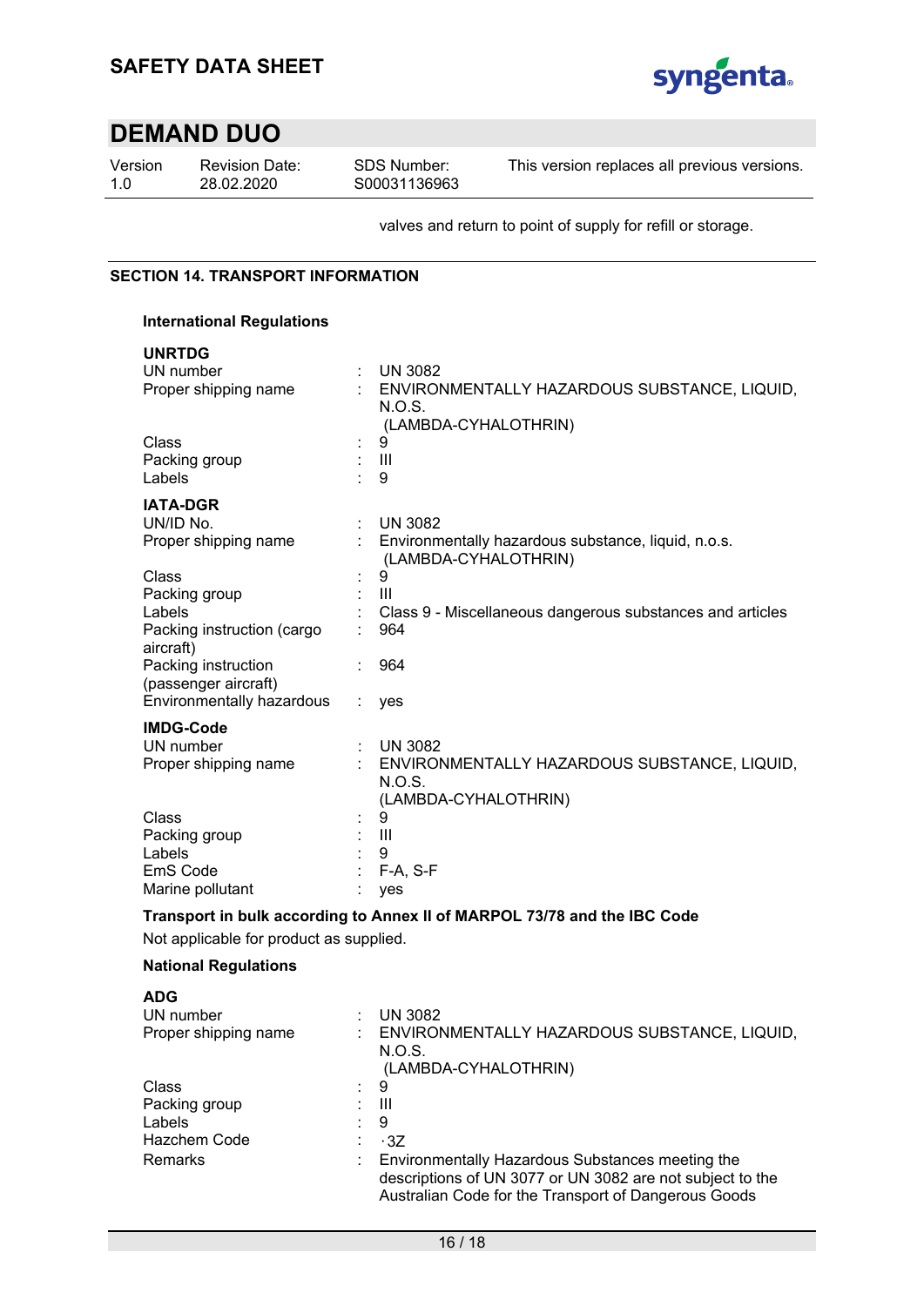valves and return to point of supply for refill or storage.

## SECTION 14. TRANSPORT INFORMATION

### International Regulations

**UNRTDG**

| | | |
|---|---|---|
| UN number | : | UN 3082 |
| Proper shipping name | : | ENVIRONMENTALLY HAZARDOUS SUBSTANCE, LIQUID, N.O.S. (LAMBDA-CYHALOTHRIN) |
| Class | : | 9 |
| Packing group | : | III |
| Labels | : | 9 |

**IATA-DGR**

| | | |
|---|---|---|
| UN/ID No. | : | UN 3082 |
| Proper shipping name | : | Environmentally hazardous substance, liquid, n.o.s. (LAMBDA-CYHALOTHRIN) |
| Class | : | 9 |
| Packing group | : | III |
| Labels | : | Class 9 - Miscellaneous dangerous substances and articles |
| Packing instruction (cargo aircraft) | : | 964 |
| Packing instruction (passenger aircraft) | : | 964 |
| Environmentally hazardous | : | yes |

**IMDG-Code**

| | | |
|---|---|---|
| UN number | : | UN 3082 |
| Proper shipping name | : | ENVIRONMENTALLY HAZARDOUS SUBSTANCE, LIQUID, N.O.S. (LAMBDA-CYHALOTHRIN) |
| Class | : | 9 |
| Packing group | : | III |
| Labels | : | 9 |
| EmS Code | : | F-A, S-F |
| Marine pollutant | : | yes |

**Transport in bulk according to Annex II of MARPOL 73/78 and the IBC Code**

Not applicable for product as supplied.

### National Regulations

**ADG**

| | | |
|---|---|---|
| UN number | : | UN 3082 |
| Proper shipping name | : | ENVIRONMENTALLY HAZARDOUS SUBSTANCE, LIQUID, N.O.S. (LAMBDA-CYHALOTHRIN) |
| Class | : | 9 |
| Packing group | : | III |
| Labels | : | 9 |
| Hazchem Code | : | ·3Z |
| Remarks | : | Environmentally Hazardous Substances meeting the descriptions of UN 3077 or UN 3082 are not subject to the Australian Code for the Transport of Dangerous Goods |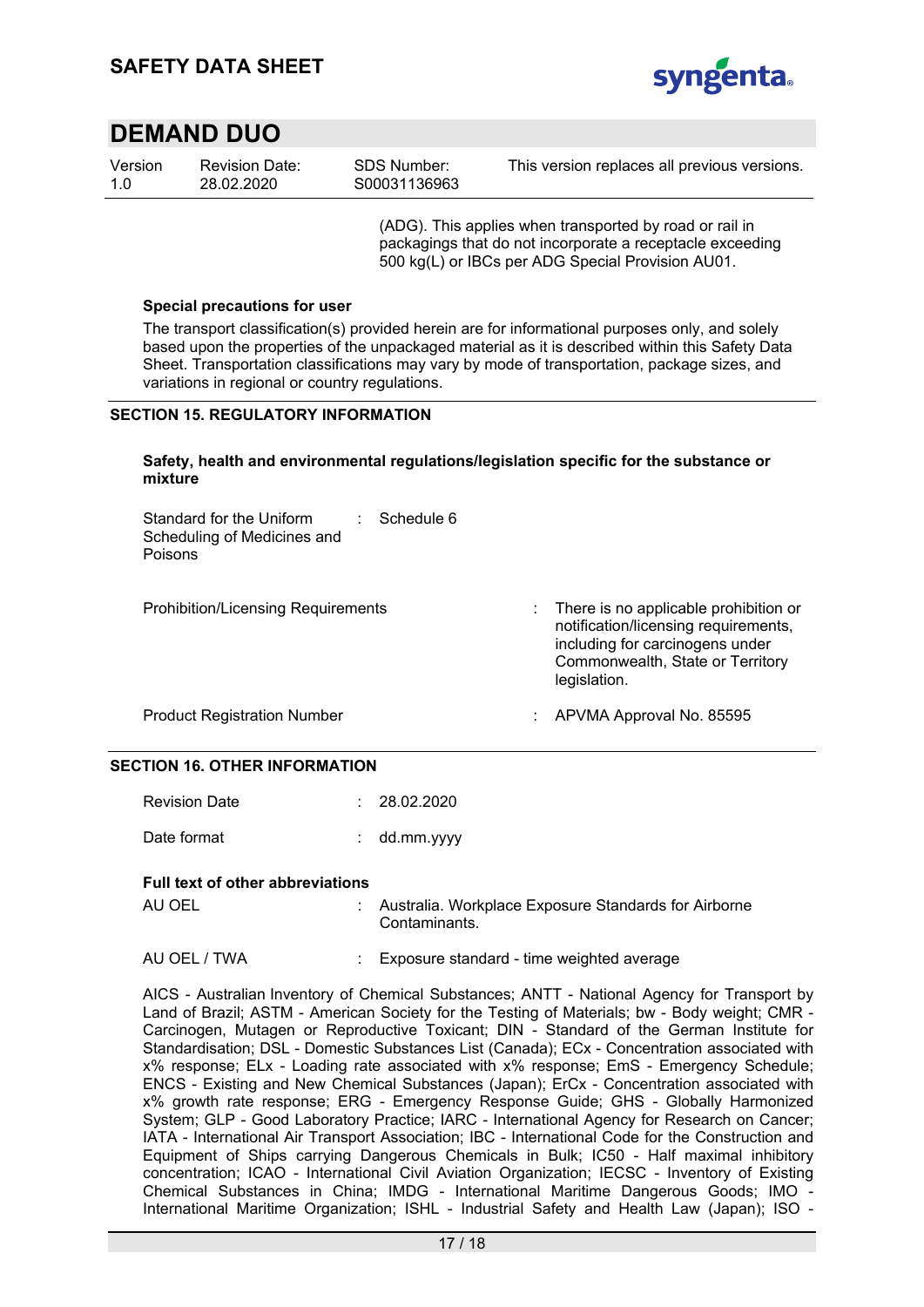(ADG). This applies when transported by road or rail in packagings that do not incorporate a receptacle exceeding 500 kg(L) or IBCs per ADG Special Provision AU01.

**Special precautions for user**

The transport classification(s) provided herein are for informational purposes only, and solely based upon the properties of the unpackaged material as it is described within this Safety Data Sheet. Transportation classifications may vary by mode of transportation, package sizes, and variations in regional or country regulations.

## SECTION 15. REGULATORY INFORMATION

**Safety, health and environmental regulations/legislation specific for the substance or mixture**

| | |
|---|---|
| Standard for the Uniform Scheduling of Medicines and Poisons | : Schedule 6 |
| Prohibition/Licensing Requirements | : There is no applicable prohibition or notification/licensing requirements, including for carcinogens under Commonwealth, State or Territory legislation. |
| Product Registration Number | : APVMA Approval No. 85595 |

## SECTION 16. OTHER INFORMATION

| | |
|---|---|
| Revision Date | : 28.02.2020 |
| Date format | : dd.mm.yyyy |

**Full text of other abbreviations**

| | |
|---|---|
| AU OEL | : Australia. Workplace Exposure Standards for Airborne Contaminants. |
| AU OEL / TWA | : Exposure standard - time weighted average |

AICS - Australian Inventory of Chemical Substances; ANTT - National Agency for Transport by Land of Brazil; ASTM - American Society for the Testing of Materials; bw - Body weight; CMR - Carcinogen, Mutagen or Reproductive Toxicant; DIN - Standard of the German Institute for Standardisation; DSL - Domestic Substances List (Canada); ECx - Concentration associated with x% response; ELx - Loading rate associated with x% response; EmS - Emergency Schedule; ENCS - Existing and New Chemical Substances (Japan); ErCx - Concentration associated with x% growth rate response; ERG - Emergency Response Guide; GHS - Globally Harmonized System; GLP - Good Laboratory Practice; IARC - International Agency for Research on Cancer; IATA - International Air Transport Association; IBC - International Code for the Construction and Equipment of Ships carrying Dangerous Chemicals in Bulk; IC50 - Half maximal inhibitory concentration; ICAO - International Civil Aviation Organization; IECSC - Inventory of Existing Chemical Substances in China; IMDG - International Maritime Dangerous Goods; IMO - International Maritime Organization; ISHL - Industrial Safety and Health Law (Japan); ISO -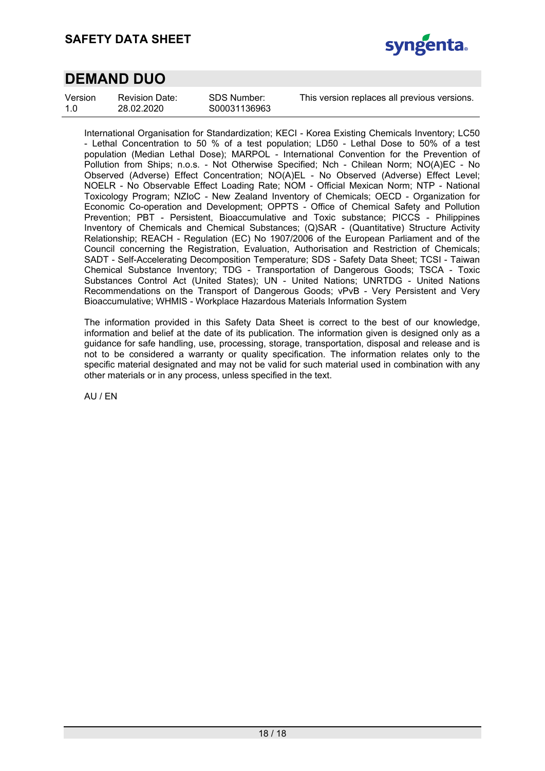International Organisation for Standardization; KECI - Korea Existing Chemicals Inventory; LC50 - Lethal Concentration to 50 % of a test population; LD50 - Lethal Dose to 50% of a test population (Median Lethal Dose); MARPOL - International Convention for the Prevention of Pollution from Ships; n.o.s. - Not Otherwise Specified; Nch - Chilean Norm; NO(A)EC - No Observed (Adverse) Effect Concentration; NO(A)EL - No Observed (Adverse) Effect Level; NOELR - No Observable Effect Loading Rate; NOM - Official Mexican Norm; NTP - National Toxicology Program; NZIoC - New Zealand Inventory of Chemicals; OECD - Organization for Economic Co-operation and Development; OPPTS - Office of Chemical Safety and Pollution Prevention; PBT - Persistent, Bioaccumulative and Toxic substance; PICCS - Philippines Inventory of Chemicals and Chemical Substances; (Q)SAR - (Quantitative) Structure Activity Relationship; REACH - Regulation (EC) No 1907/2006 of the European Parliament and of the Council concerning the Registration, Evaluation, Authorisation and Restriction of Chemicals; SADT - Self-Accelerating Decomposition Temperature; SDS - Safety Data Sheet; TCSI - Taiwan Chemical Substance Inventory; TDG - Transportation of Dangerous Goods; TSCA - Toxic Substances Control Act (United States); UN - United Nations; UNRTDG - United Nations Recommendations on the Transport of Dangerous Goods; vPvB - Very Persistent and Very Bioaccumulative; WHMIS - Workplace Hazardous Materials Information System

The information provided in this Safety Data Sheet is correct to the best of our knowledge, information and belief at the date of its publication. The information given is designed only as a guidance for safe handling, use, processing, storage, transportation, disposal and release and is not to be considered a warranty or quality specification. The information relates only to the specific material designated and may not be valid for such material used in combination with any other materials or in any process, unless specified in the text.

AU / EN